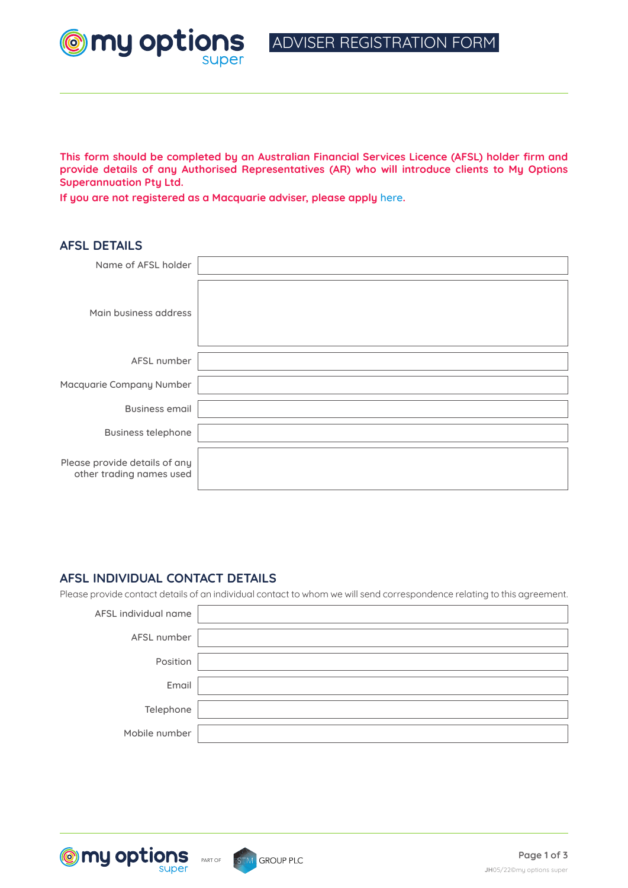# ADVISER REGISTRATION FORM

**This form should be completed by an Australian Financial Services Licence (AFSL) holder firm and provide details of any Authorised Representatives (AR) who will introduce clients to My Options Superannuation Pty Ltd.**

**If you are not registered as a Macquarie adviser, please apply here.**

## AFSL DETAILS

| | |
|---|---|
| Name of AFSL holder | |
| Main business address | |
| AFSL number | |
| Macquarie Company Number | |
| Business email | |
| Business telephone | |
| Please provide details of any other trading names used | |

## AFSL INDIVIDUAL CONTACT DETAILS

Please provide contact details of an individual contact to whom we will send correspondence relating to this agreement.

| | |
|---|---|
| AFSL individual name | |
| AFSL number | |
| Position | |
| Email | |
| Telephone | |
| Mobile number | |

JH05/22©my options super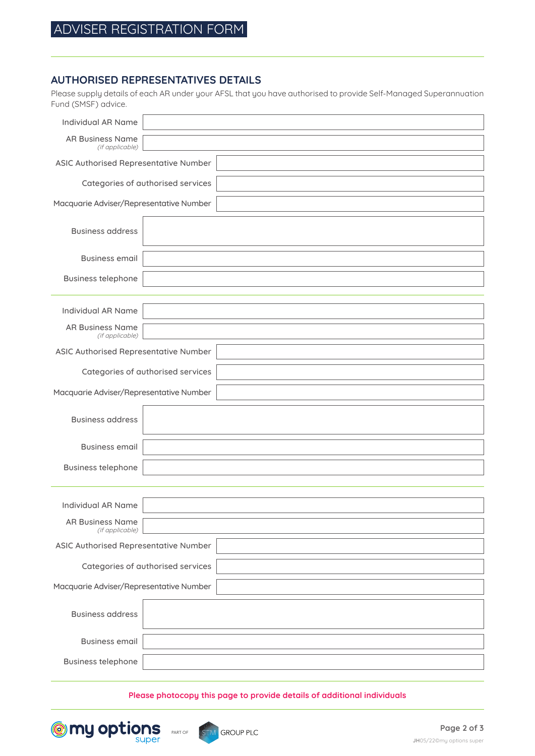# ADVISER REGISTRATION FORM

## AUTHORISED REPRESENTATIVES DETAILS

Please supply details of each AR under your AFSL that you have authorised to provide Self-Managed Superannuation Fund (SMSF) advice.

| | |
|---|---|
| Individual AR Name | |
| AR Business Name *(if applicable)* | |
| ASIC Authorised Representative Number | |
| Categories of authorised services | |
| Macquarie Adviser/Representative Number | |
| Business address | |
| Business email | |
| Business telephone | |

| | |
|---|---|
| Individual AR Name | |
| AR Business Name *(if applicable)* | |
| ASIC Authorised Representative Number | |
| Categories of authorised services | |
| Macquarie Adviser/Representative Number | |
| Business address | |
| Business email | |
| Business telephone | |

| | |
|---|---|
| Individual AR Name | |
| AR Business Name *(if applicable)* | |
| ASIC Authorised Representative Number | |
| Categories of authorised services | |
| Macquarie Adviser/Representative Number | |
| Business address | |
| Business email | |
| Business telephone | |

**Please photocopy this page to provide details of additional individuals**

my options super PART OF STM GROUP PLC

JH05/22©my options super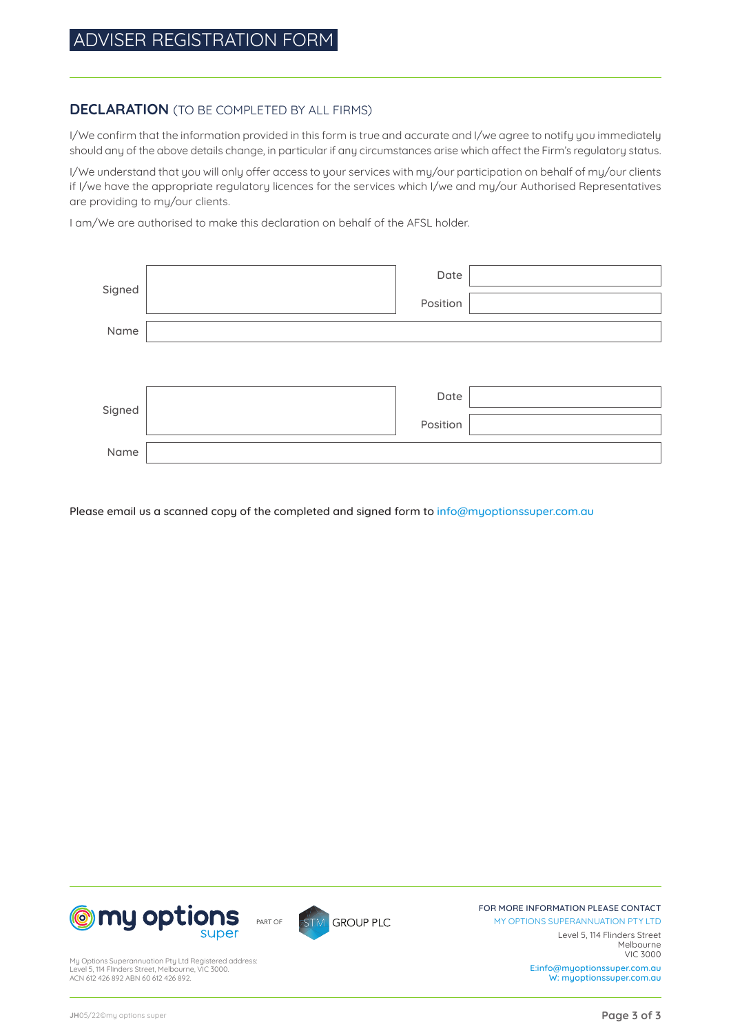# ADVISER REGISTRATION FORM

## DECLARATION (TO BE COMPLETED BY ALL FIRMS)

I/We confirm that the information provided in this form is true and accurate and I/we agree to notify you immediately should any of the above details change, in particular if any circumstances arise which affect the Firm's regulatory status.

I/We understand that you will only offer access to your services with my/our participation on behalf of my/our clients if I/we have the appropriate regulatory licences for the services which I/we and my/our Authorised Representatives are providing to my/our clients.

I am/We are authorised to make this declaration on behalf of the AFSL holder.

Signed

Date

Position

Name

Signed

Date

Position

Name

Please email us a scanned copy of the completed and signed form to info@myoptionssuper.com.au

my options super PART OF STM GROUP PLC

My Options Superannuation Pty Ltd Registered address: Level 5, 114 Flinders Street, Melbourne, VIC 3000. ACN 612 426 892 ABN 60 612 426 892.

FOR MORE INFORMATION PLEASE CONTACT
MY OPTIONS SUPERANNUATION PTY LTD
Level 5, 114 Flinders Street
Melbourne
VIC 3000
E:info@myoptionssuper.com.au
W: myoptionssuper.com.au

JH05/22©my options super